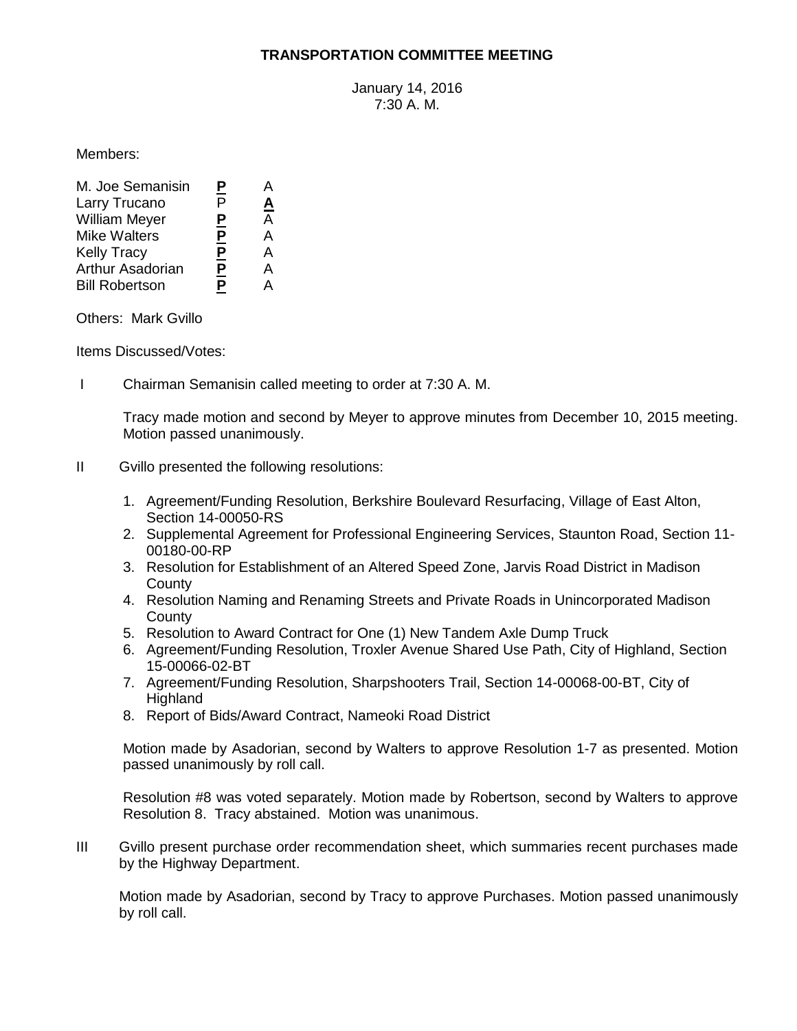# TRANSPORTATION COMMITTEE MEETING

January 14, 2016
7:30 A. M.

Members:

| | | |
|---|---|---|
| M. Joe Semanisin | **P** | A |
| Larry Trucano | P | **A** |
| William Meyer | **P** | A |
| Mike Walters | **P** | A |
| Kelly Tracy | **P** | A |
| Arthur Asadorian | **P** | A |
| Bill Robertson | **P** | A |

Others: Mark Gvillo

Items Discussed/Votes:

I Chairman Semanisin called meeting to order at 7:30 A. M.

Tracy made motion and second by Meyer to approve minutes from December 10, 2015 meeting. Motion passed unanimously.

II Gvillo presented the following resolutions:

1. Agreement/Funding Resolution, Berkshire Boulevard Resurfacing, Village of East Alton, Section 14-00050-RS
2. Supplemental Agreement for Professional Engineering Services, Staunton Road, Section 11-00180-00-RP
3. Resolution for Establishment of an Altered Speed Zone, Jarvis Road District in Madison County
4. Resolution Naming and Renaming Streets and Private Roads in Unincorporated Madison County
5. Resolution to Award Contract for One (1) New Tandem Axle Dump Truck
6. Agreement/Funding Resolution, Troxler Avenue Shared Use Path, City of Highland, Section 15-00066-02-BT
7. Agreement/Funding Resolution, Sharpshooters Trail, Section 14-00068-00-BT, City of Highland
8. Report of Bids/Award Contract, Nameoki Road District

Motion made by Asadorian, second by Walters to approve Resolution 1-7 as presented. Motion passed unanimously by roll call.

Resolution #8 was voted separately. Motion made by Robertson, second by Walters to approve Resolution 8. Tracy abstained. Motion was unanimous.

III Gvillo present purchase order recommendation sheet, which summaries recent purchases made by the Highway Department.

Motion made by Asadorian, second by Tracy to approve Purchases. Motion passed unanimously by roll call.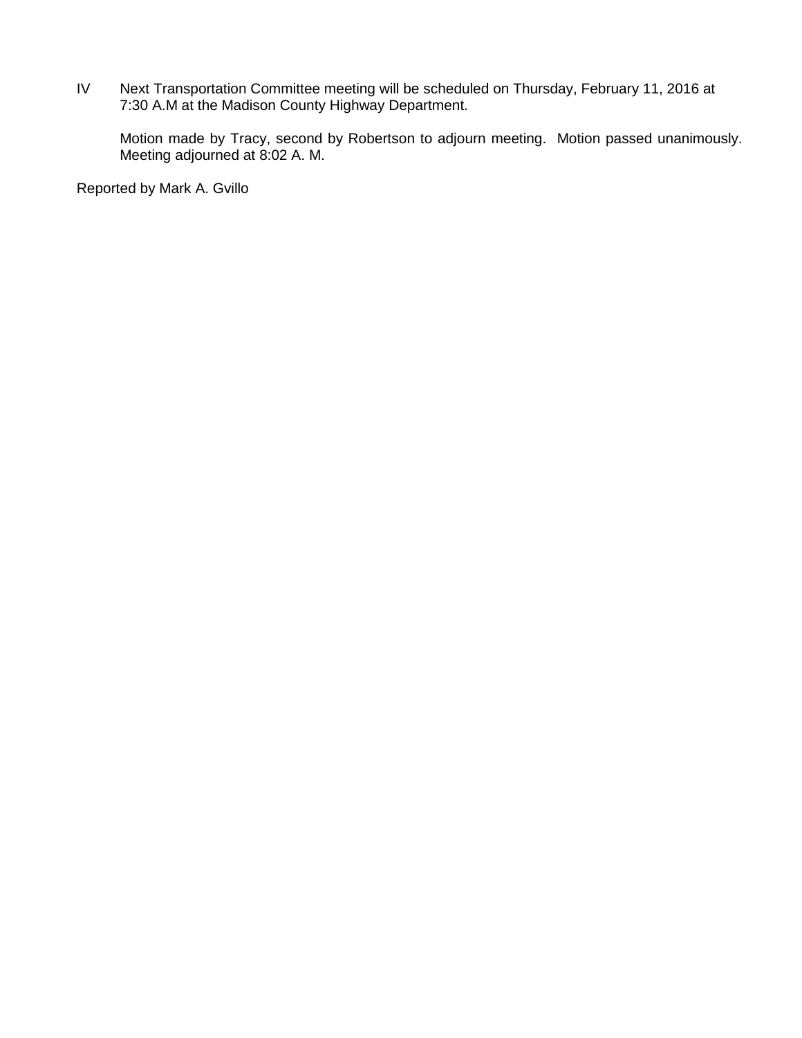IV Next Transportation Committee meeting will be scheduled on Thursday, February 11, 2016 at 7:30 A.M at the Madison County Highway Department.

Motion made by Tracy, second by Robertson to adjourn meeting. Motion passed unanimously. Meeting adjourned at 8:02 A. M.

Reported by Mark A. Gvillo